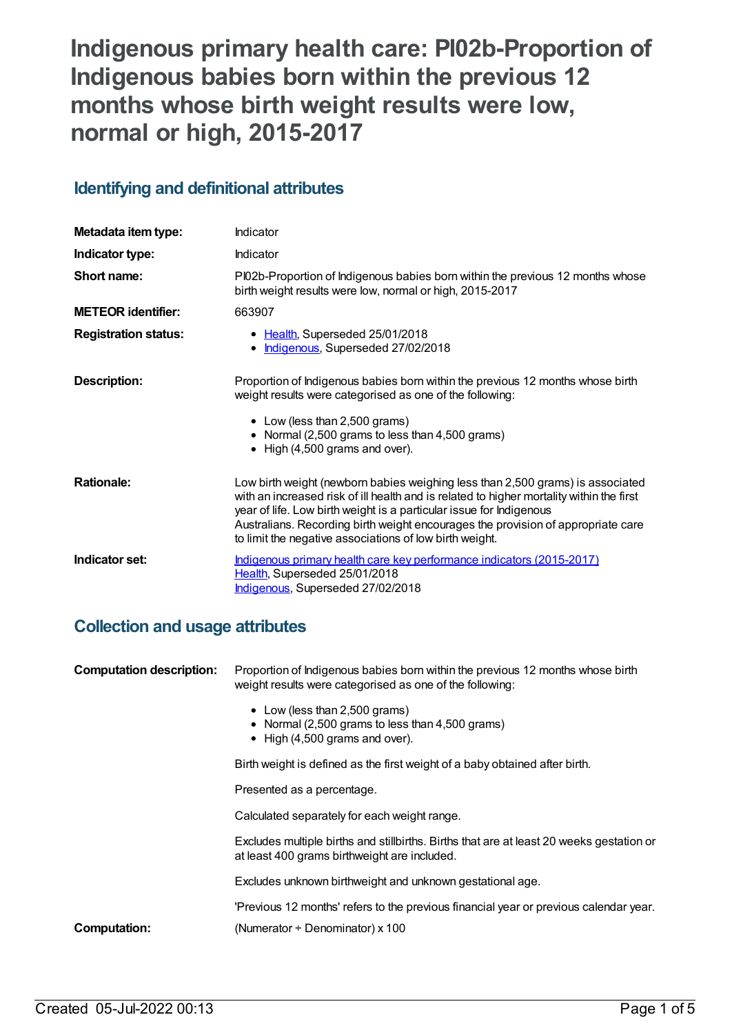# Indigenous primary health care: PI02b-Proportion of Indigenous babies born within the previous 12 months whose birth weight results were low, normal or high, 2015-2017

## Identifying and definitional attributes

| | |
|---|---|
| **Metadata item type:** | Indicator |
| **Indicator type:** | Indicator |
| **Short name:** | PI02b-Proportion of Indigenous babies born within the previous 12 months whose birth weight results were low, normal or high, 2015-2017 |
| **METEOR identifier:** | 663907 |
| **Registration status:** | • Health, Superseded 25/01/2018<br>• Indigenous, Superseded 27/02/2018 |
| **Description:** | Proportion of Indigenous babies born within the previous 12 months whose birth weight results were categorised as one of the following:<br>• Low (less than 2,500 grams)<br>• Normal (2,500 grams to less than 4,500 grams)<br>• High (4,500 grams and over). |
| **Rationale:** | Low birth weight (newborn babies weighing less than 2,500 grams) is associated with an increased risk of ill health and is related to higher mortality within the first year of life. Low birth weight is a particular issue for Indigenous Australians. Recording birth weight encourages the provision of appropriate care to limit the negative associations of low birth weight. |
| **Indicator set:** | Indigenous primary health care key performance indicators (2015-2017)<br>Health, Superseded 25/01/2018<br>Indigenous, Superseded 27/02/2018 |

## Collection and usage attributes

| | |
|---|---|
| **Computation description:** | Proportion of Indigenous babies born within the previous 12 months whose birth weight results were categorised as one of the following:<br>• Low (less than 2,500 grams)<br>• Normal (2,500 grams to less than 4,500 grams)<br>• High (4,500 grams and over).<br><br>Birth weight is defined as the first weight of a baby obtained after birth.<br><br>Presented as a percentage.<br><br>Calculated separately for each weight range.<br><br>Excludes multiple births and stillbirths. Births that are at least 20 weeks gestation or at least 400 grams birthweight are included.<br><br>Excludes unknown birthweight and unknown gestational age.<br><br>'Previous 12 months' refers to the previous financial year or previous calendar year. |
| **Computation:** | (Numerator ÷ Denominator) x 100 |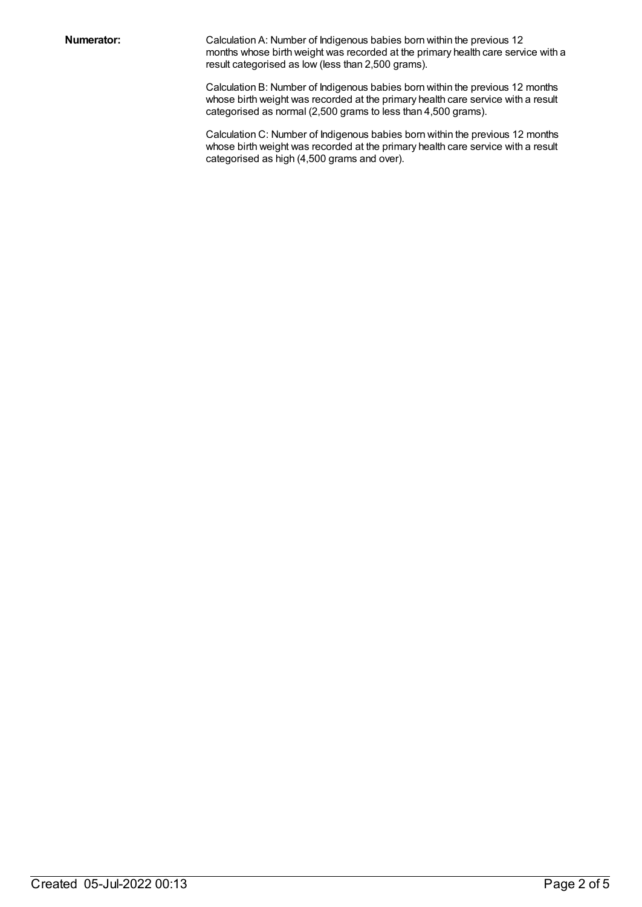**Numerator:**

Calculation A: Number of Indigenous babies born within the previous 12 months whose birth weight was recorded at the primary health care service with a result categorised as low (less than 2,500 grams).

Calculation B: Number of Indigenous babies born within the previous 12 months whose birth weight was recorded at the primary health care service with a result categorised as normal (2,500 grams to less than 4,500 grams).

Calculation C: Number of Indigenous babies born within the previous 12 months whose birth weight was recorded at the primary health care service with a result categorised as high (4,500 grams and over).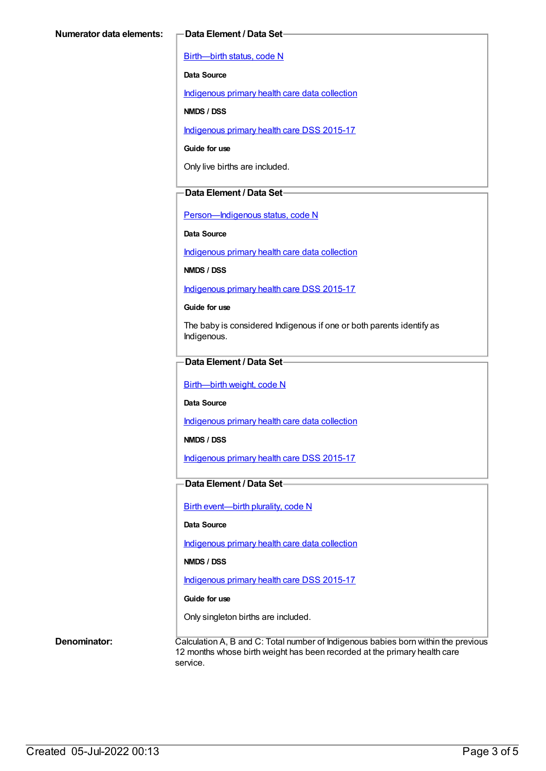**Numerator data elements:**

**Data Element / Data Set**

Birth—birth status, code N

**Data Source**

Indigenous primary health care data collection

**NMDS / DSS**

Indigenous primary health care DSS 2015-17

**Guide for use**

Only live births are included.

**Data Element / Data Set**

Person—Indigenous status, code N

**Data Source**

Indigenous primary health care data collection

**NMDS / DSS**

Indigenous primary health care DSS 2015-17

**Guide for use**

The baby is considered Indigenous if one or both parents identify as Indigenous.

**Data Element / Data Set**

Birth—birth weight, code N

**Data Source**

Indigenous primary health care data collection

**NMDS / DSS**

Indigenous primary health care DSS 2015-17

**Data Element / Data Set**

Birth event—birth plurality, code N

**Data Source**

Indigenous primary health care data collection

**NMDS / DSS**

Indigenous primary health care DSS 2015-17

**Guide for use**

Only singleton births are included.

**Denominator:**

Calculation A, B and C: Total number of Indigenous babies born within the previous 12 months whose birth weight has been recorded at the primary health care service.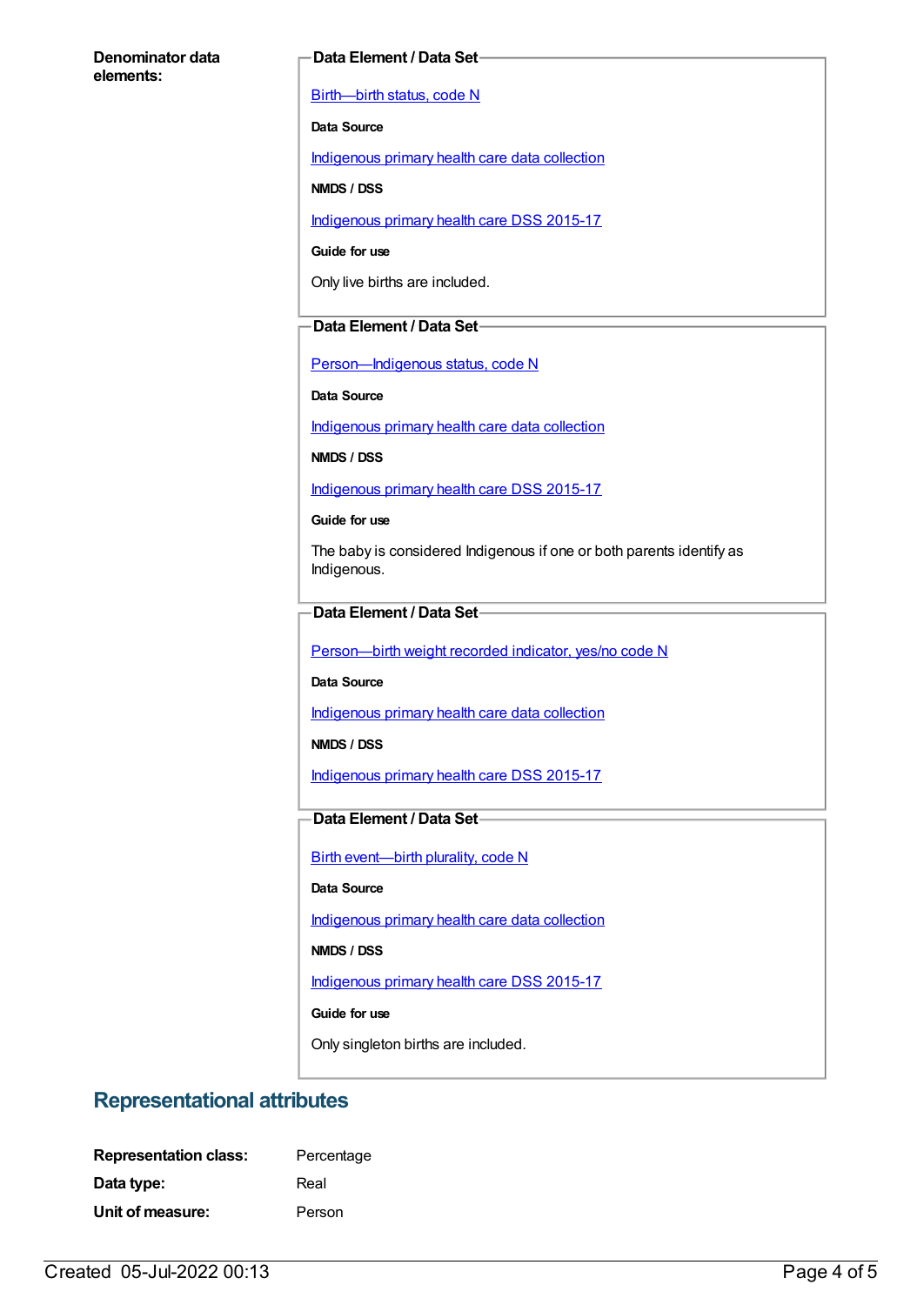**Denominator data elements:**

**Data Element / Data Set**

[Birth—birth status, code N]

**Data Source**

[Indigenous primary health care data collection]

**NMDS / DSS**

[Indigenous primary health care DSS 2015-17]

**Guide for use**

Only live births are included.

**Data Element / Data Set**

[Person—Indigenous status, code N]

**Data Source**

[Indigenous primary health care data collection]

**NMDS / DSS**

[Indigenous primary health care DSS 2015-17]

**Guide for use**

The baby is considered Indigenous if one or both parents identify as Indigenous.

**Data Element / Data Set**

[Person—birth weight recorded indicator, yes/no code N]

**Data Source**

[Indigenous primary health care data collection]

**NMDS / DSS**

[Indigenous primary health care DSS 2015-17]

**Data Element / Data Set**

[Birth event—birth plurality, code N]

**Data Source**

[Indigenous primary health care data collection]

**NMDS / DSS**

[Indigenous primary health care DSS 2015-17]

**Guide for use**

Only singleton births are included.

## Representational attributes

**Representation class:** Percentage

**Data type:** Real

**Unit of measure:** Person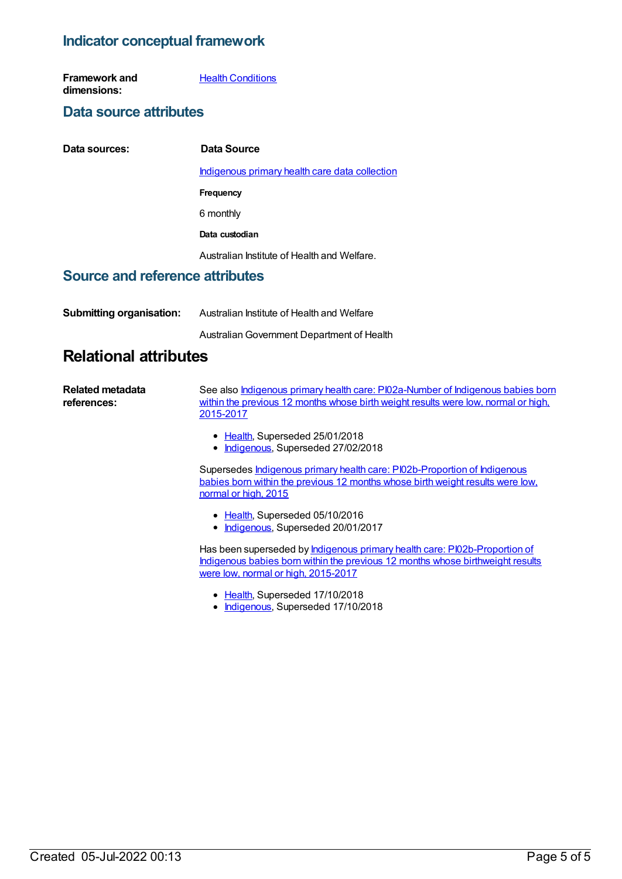## Indicator conceptual framework

**Framework and dimensions:** Health Conditions

## Data source attributes

**Data sources:**

**Data Source**

Indigenous primary health care data collection

**Frequency**

6 monthly

**Data custodian**

Australian Institute of Health and Welfare.

## Source and reference attributes

**Submitting organisation:** Australian Institute of Health and Welfare

Australian Government Department of Health

# Relational attributes

**Related metadata references:**

See also Indigenous primary health care: PI02a-Number of Indigenous babies born within the previous 12 months whose birth weight results were low, normal or high, 2015-2017

- Health, Superseded 25/01/2018
- Indigenous, Superseded 27/02/2018

Supersedes Indigenous primary health care: PI02b-Proportion of Indigenous babies born within the previous 12 months whose birth weight results were low, normal or high, 2015

- Health, Superseded 05/10/2016
- Indigenous, Superseded 20/01/2017

Has been superseded by Indigenous primary health care: PI02b-Proportion of Indigenous babies born within the previous 12 months whose birthweight results were low, normal or high, 2015-2017

- Health, Superseded 17/10/2018
- Indigenous, Superseded 17/10/2018